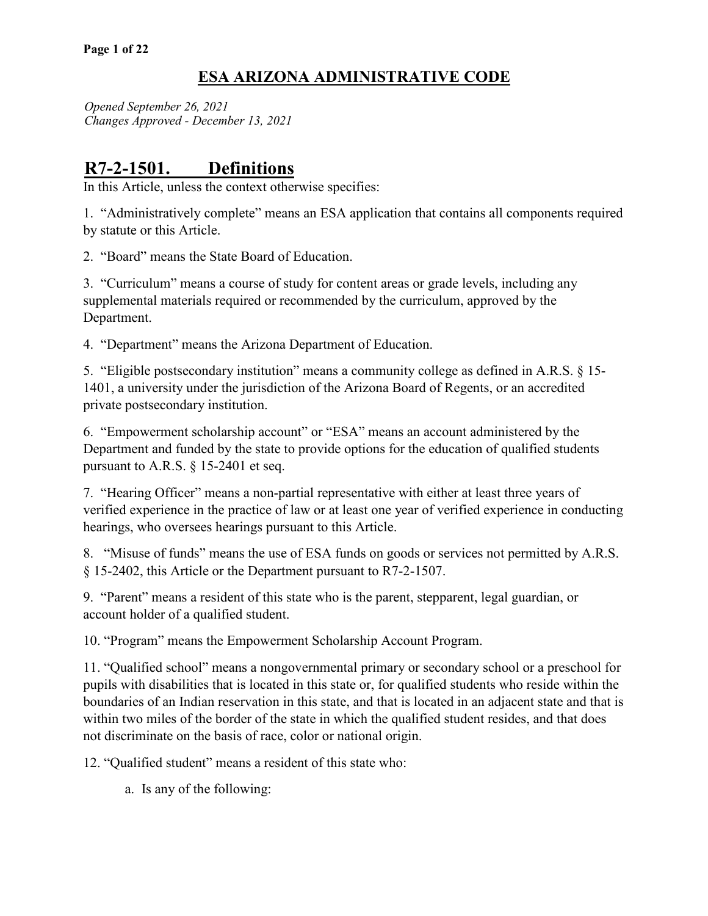# ESA ARIZONA ADMINISTRATIVE CODE

*Opened September 26, 2021*
*Changes Approved - December 13, 2021*

## R7-2-1501. Definitions

In this Article, unless the context otherwise specifies:

1. "Administratively complete" means an ESA application that contains all components required by statute or this Article.

2. "Board" means the State Board of Education.

3. "Curriculum" means a course of study for content areas or grade levels, including any supplemental materials required or recommended by the curriculum, approved by the Department.

4. "Department" means the Arizona Department of Education.

5. "Eligible postsecondary institution" means a community college as defined in A.R.S. § 15-1401, a university under the jurisdiction of the Arizona Board of Regents, or an accredited private postsecondary institution.

6. "Empowerment scholarship account" or "ESA" means an account administered by the Department and funded by the state to provide options for the education of qualified students pursuant to A.R.S. § 15-2401 et seq.

7. "Hearing Officer" means a non-partial representative with either at least three years of verified experience in the practice of law or at least one year of verified experience in conducting hearings, who oversees hearings pursuant to this Article.

8. "Misuse of funds" means the use of ESA funds on goods or services not permitted by A.R.S. § 15-2402, this Article or the Department pursuant to R7-2-1507.

9. "Parent" means a resident of this state who is the parent, stepparent, legal guardian, or account holder of a qualified student.

10. "Program" means the Empowerment Scholarship Account Program.

11. "Qualified school" means a nongovernmental primary or secondary school or a preschool for pupils with disabilities that is located in this state or, for qualified students who reside within the boundaries of an Indian reservation in this state, and that is located in an adjacent state and that is within two miles of the border of the state in which the qualified student resides, and that does not discriminate on the basis of race, color or national origin.

12. "Qualified student" means a resident of this state who:

   a. Is any of the following: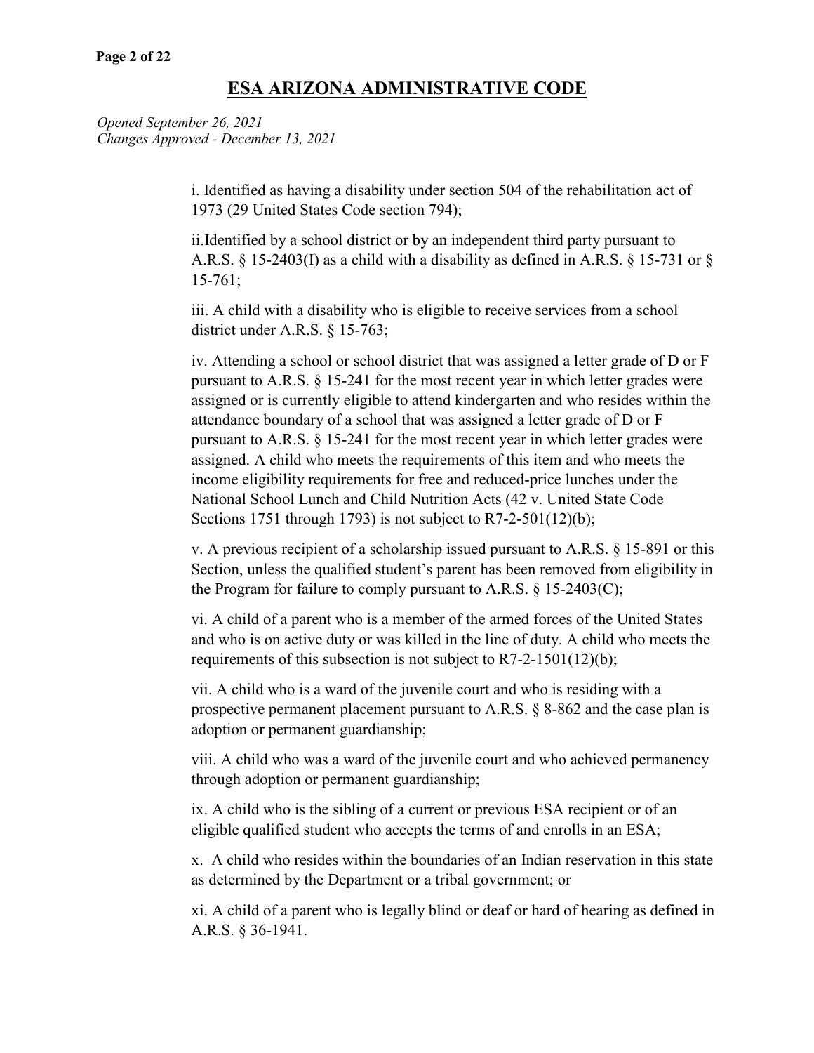## ESA ARIZONA ADMINISTRATIVE CODE

*Opened September 26, 2021*
*Changes Approved - December 13, 2021*

i. Identified as having a disability under section 504 of the rehabilitation act of 1973 (29 United States Code section 794);

ii.Identified by a school district or by an independent third party pursuant to A.R.S. § 15-2403(I) as a child with a disability as defined in A.R.S. § 15-731 or § 15-761;

iii. A child with a disability who is eligible to receive services from a school district under A.R.S. § 15-763;

iv. Attending a school or school district that was assigned a letter grade of D or F pursuant to A.R.S. § 15-241 for the most recent year in which letter grades were assigned or is currently eligible to attend kindergarten and who resides within the attendance boundary of a school that was assigned a letter grade of D or F pursuant to A.R.S. § 15-241 for the most recent year in which letter grades were assigned. A child who meets the requirements of this item and who meets the income eligibility requirements for free and reduced-price lunches under the National School Lunch and Child Nutrition Acts (42 v. United State Code Sections 1751 through 1793) is not subject to R7-2-501(12)(b);

v. A previous recipient of a scholarship issued pursuant to A.R.S. § 15-891 or this Section, unless the qualified student's parent has been removed from eligibility in the Program for failure to comply pursuant to A.R.S. § 15-2403(C);

vi. A child of a parent who is a member of the armed forces of the United States and who is on active duty or was killed in the line of duty. A child who meets the requirements of this subsection is not subject to R7-2-1501(12)(b);

vii. A child who is a ward of the juvenile court and who is residing with a prospective permanent placement pursuant to A.R.S. § 8-862 and the case plan is adoption or permanent guardianship;

viii. A child who was a ward of the juvenile court and who achieved permanency through adoption or permanent guardianship;

ix. A child who is the sibling of a current or previous ESA recipient or of an eligible qualified student who accepts the terms of and enrolls in an ESA;

x. A child who resides within the boundaries of an Indian reservation in this state as determined by the Department or a tribal government; or

xi. A child of a parent who is legally blind or deaf or hard of hearing as defined in A.R.S. § 36-1941.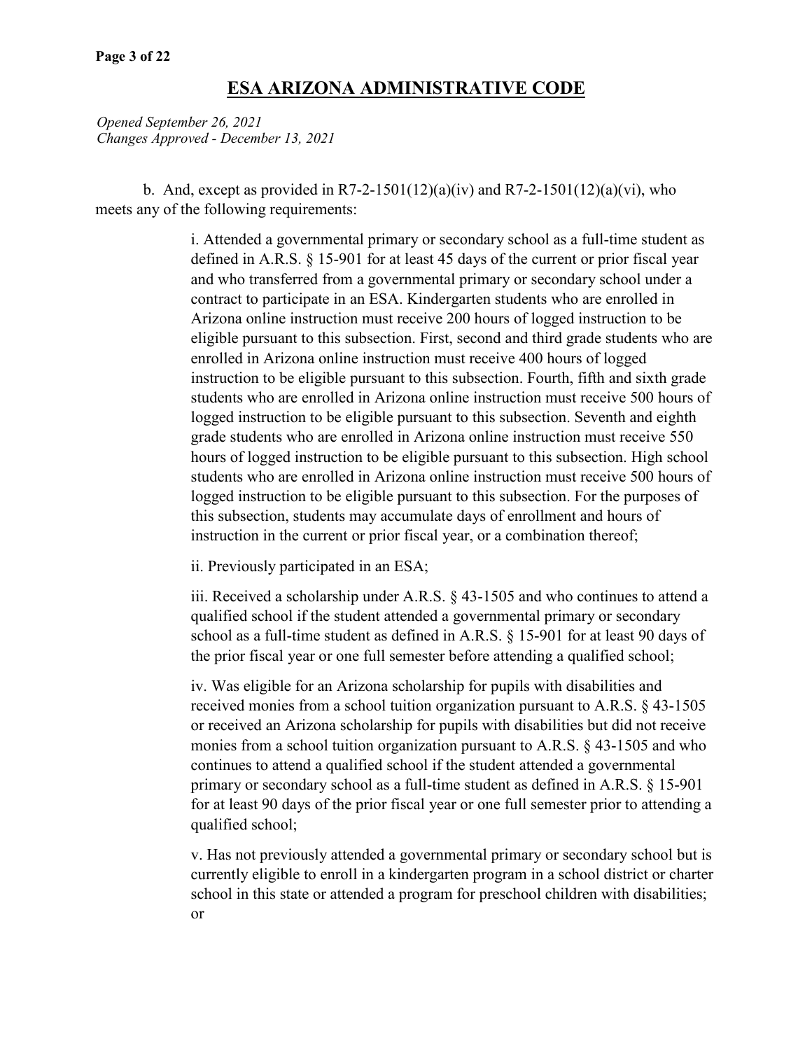## ESA ARIZONA ADMINISTRATIVE CODE

*Opened September 26, 2021*
*Changes Approved - December 13, 2021*

b. And, except as provided in R7-2-1501(12)(a)(iv) and R7-2-1501(12)(a)(vi), who meets any of the following requirements:

i. Attended a governmental primary or secondary school as a full-time student as defined in A.R.S. § 15-901 for at least 45 days of the current or prior fiscal year and who transferred from a governmental primary or secondary school under a contract to participate in an ESA. Kindergarten students who are enrolled in Arizona online instruction must receive 200 hours of logged instruction to be eligible pursuant to this subsection. First, second and third grade students who are enrolled in Arizona online instruction must receive 400 hours of logged instruction to be eligible pursuant to this subsection. Fourth, fifth and sixth grade students who are enrolled in Arizona online instruction must receive 500 hours of logged instruction to be eligible pursuant to this subsection. Seventh and eighth grade students who are enrolled in Arizona online instruction must receive 550 hours of logged instruction to be eligible pursuant to this subsection. High school students who are enrolled in Arizona online instruction must receive 500 hours of logged instruction to be eligible pursuant to this subsection. For the purposes of this subsection, students may accumulate days of enrollment and hours of instruction in the current or prior fiscal year, or a combination thereof;

ii. Previously participated in an ESA;

iii. Received a scholarship under A.R.S. § 43-1505 and who continues to attend a qualified school if the student attended a governmental primary or secondary school as a full-time student as defined in A.R.S. § 15-901 for at least 90 days of the prior fiscal year or one full semester before attending a qualified school;

iv. Was eligible for an Arizona scholarship for pupils with disabilities and received monies from a school tuition organization pursuant to A.R.S. § 43-1505 or received an Arizona scholarship for pupils with disabilities but did not receive monies from a school tuition organization pursuant to A.R.S. § 43-1505 and who continues to attend a qualified school if the student attended a governmental primary or secondary school as a full-time student as defined in A.R.S. § 15-901 for at least 90 days of the prior fiscal year or one full semester prior to attending a qualified school;

v. Has not previously attended a governmental primary or secondary school but is currently eligible to enroll in a kindergarten program in a school district or charter school in this state or attended a program for preschool children with disabilities; or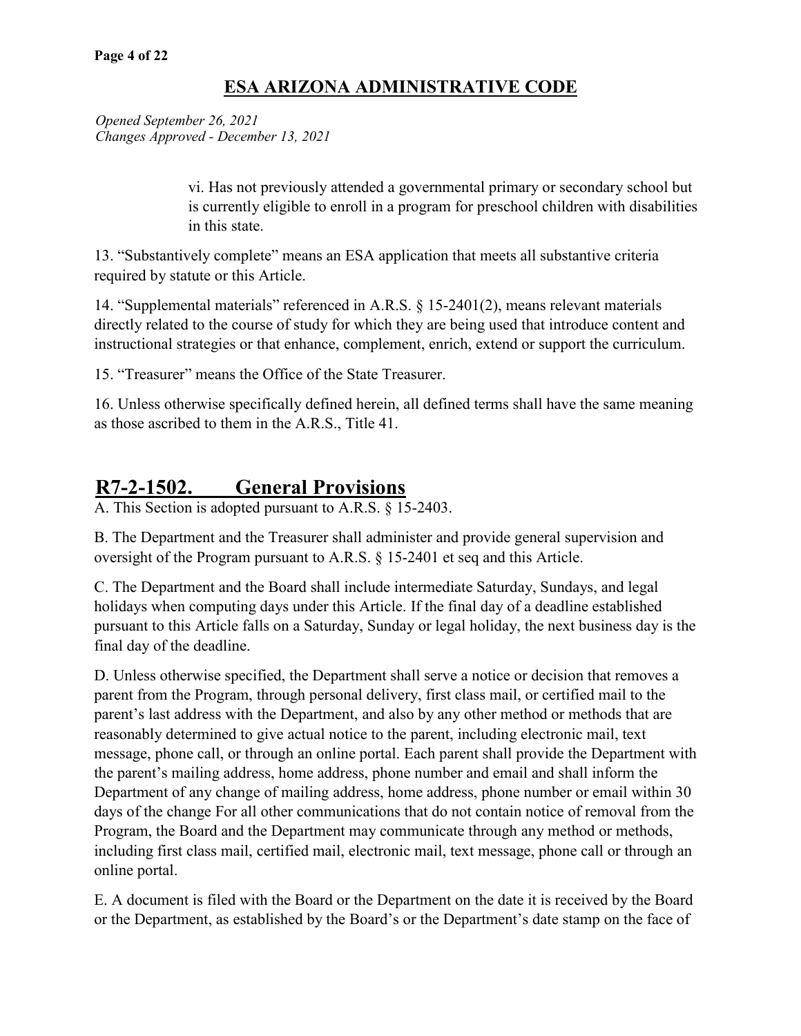vi. Has not previously attended a governmental primary or secondary school but is currently eligible to enroll in a program for preschool children with disabilities in this state.

13. "Substantively complete" means an ESA application that meets all substantive criteria required by statute or this Article.

14. "Supplemental materials" referenced in A.R.S. § 15-2401(2), means relevant materials directly related to the course of study for which they are being used that introduce content and instructional strategies or that enhance, complement, enrich, extend or support the curriculum.

15. "Treasurer" means the Office of the State Treasurer.

16. Unless otherwise specifically defined herein, all defined terms shall have the same meaning as those ascribed to them in the A.R.S., Title 41.

## R7-2-1502. General Provisions

A. This Section is adopted pursuant to A.R.S. § 15-2403.

B. The Department and the Treasurer shall administer and provide general supervision and oversight of the Program pursuant to A.R.S. § 15-2401 et seq and this Article.

C. The Department and the Board shall include intermediate Saturday, Sundays, and legal holidays when computing days under this Article. If the final day of a deadline established pursuant to this Article falls on a Saturday, Sunday or legal holiday, the next business day is the final day of the deadline.

D. Unless otherwise specified, the Department shall serve a notice or decision that removes a parent from the Program, through personal delivery, first class mail, or certified mail to the parent's last address with the Department, and also by any other method or methods that are reasonably determined to give actual notice to the parent, including electronic mail, text message, phone call, or through an online portal. Each parent shall provide the Department with the parent's mailing address, home address, phone number and email and shall inform the Department of any change of mailing address, home address, phone number or email within 30 days of the change For all other communications that do not contain notice of removal from the Program, the Board and the Department may communicate through any method or methods, including first class mail, certified mail, electronic mail, text message, phone call or through an online portal.

E. A document is filed with the Board or the Department on the date it is received by the Board or the Department, as established by the Board's or the Department's date stamp on the face of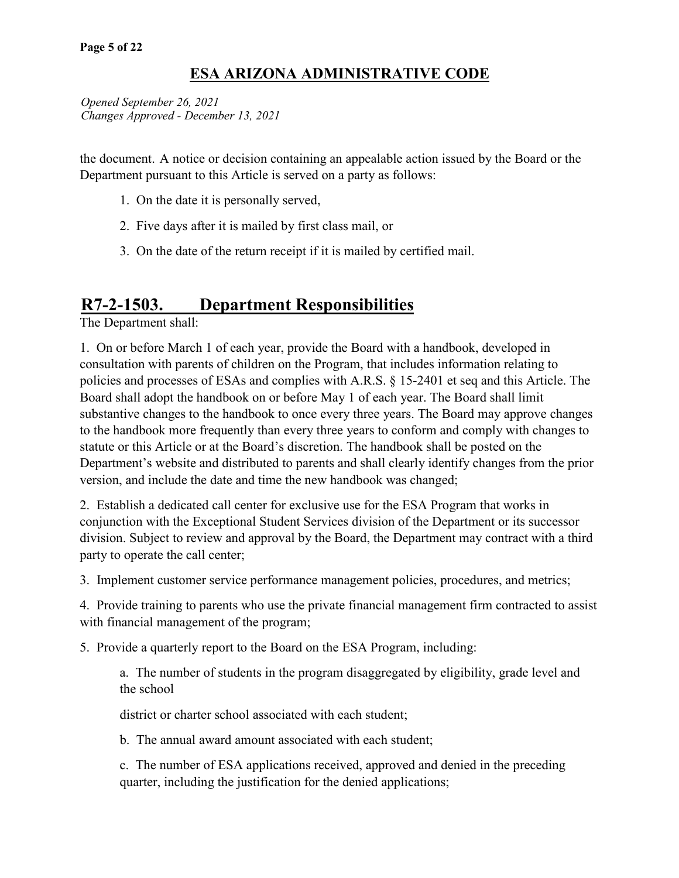# ESA ARIZONA ADMINISTRATIVE CODE

*Opened September 26, 2021*
*Changes Approved - December 13, 2021*

the document. A notice or decision containing an appealable action issued by the Board or the Department pursuant to this Article is served on a party as follows:

1. On the date it is personally served,
2. Five days after it is mailed by first class mail, or
3. On the date of the return receipt if it is mailed by certified mail.

## R7-2-1503. Department Responsibilities

The Department shall:

1. On or before March 1 of each year, provide the Board with a handbook, developed in consultation with parents of children on the Program, that includes information relating to policies and processes of ESAs and complies with A.R.S. § 15-2401 et seq and this Article. The Board shall adopt the handbook on or before May 1 of each year. The Board shall limit substantive changes to the handbook to once every three years. The Board may approve changes to the handbook more frequently than every three years to conform and comply with changes to statute or this Article or at the Board's discretion. The handbook shall be posted on the Department's website and distributed to parents and shall clearly identify changes from the prior version, and include the date and time the new handbook was changed;

2. Establish a dedicated call center for exclusive use for the ESA Program that works in conjunction with the Exceptional Student Services division of the Department or its successor division. Subject to review and approval by the Board, the Department may contract with a third party to operate the call center;

3. Implement customer service performance management policies, procedures, and metrics;

4. Provide training to parents who use the private financial management firm contracted to assist with financial management of the program;

5. Provide a quarterly report to the Board on the ESA Program, including:

   a. The number of students in the program disaggregated by eligibility, grade level and the school

   district or charter school associated with each student;

   b. The annual award amount associated with each student;

   c. The number of ESA applications received, approved and denied in the preceding quarter, including the justification for the denied applications;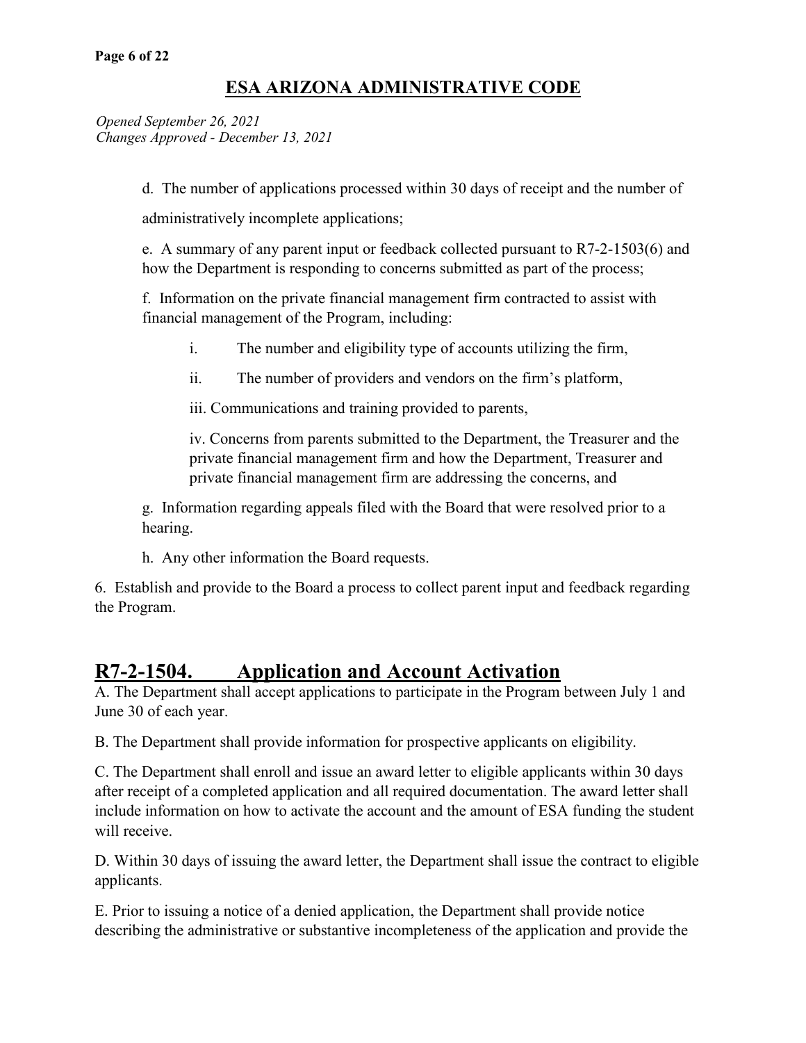d. The number of applications processed within 30 days of receipt and the number of administratively incomplete applications;

e. A summary of any parent input or feedback collected pursuant to R7-2-1503(6) and how the Department is responding to concerns submitted as part of the process;

f. Information on the private financial management firm contracted to assist with financial management of the Program, including:

i. The number and eligibility type of accounts utilizing the firm,

ii. The number of providers and vendors on the firm's platform,

iii. Communications and training provided to parents,

iv. Concerns from parents submitted to the Department, the Treasurer and the private financial management firm and how the Department, Treasurer and private financial management firm are addressing the concerns, and

g. Information regarding appeals filed with the Board that were resolved prior to a hearing.

h. Any other information the Board requests.

6. Establish and provide to the Board a process to collect parent input and feedback regarding the Program.

## R7-2-1504. Application and Account Activation

A. The Department shall accept applications to participate in the Program between July 1 and June 30 of each year.

B. The Department shall provide information for prospective applicants on eligibility.

C. The Department shall enroll and issue an award letter to eligible applicants within 30 days after receipt of a completed application and all required documentation. The award letter shall include information on how to activate the account and the amount of ESA funding the student will receive.

D. Within 30 days of issuing the award letter, the Department shall issue the contract to eligible applicants.

E. Prior to issuing a notice of a denied application, the Department shall provide notice describing the administrative or substantive incompleteness of the application and provide the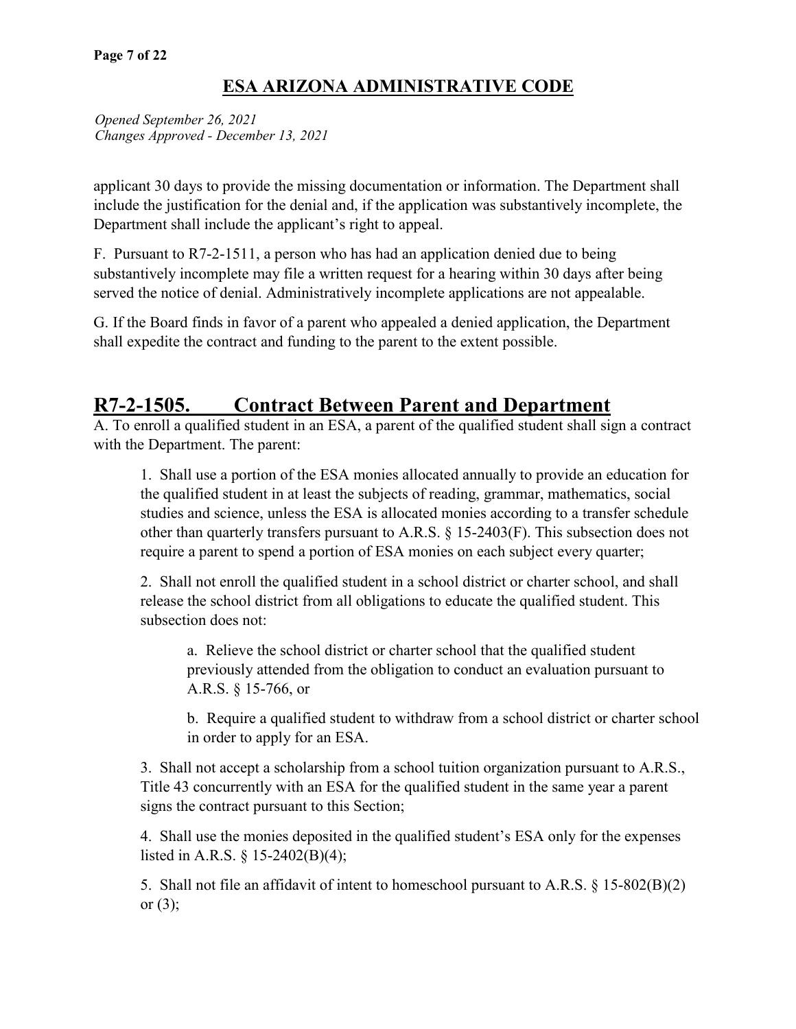applicant 30 days to provide the missing documentation or information. The Department shall include the justification for the denial and, if the application was substantively incomplete, the Department shall include the applicant's right to appeal.

F. Pursuant to R7-2-1511, a person who has had an application denied due to being substantively incomplete may file a written request for a hearing within 30 days after being served the notice of denial. Administratively incomplete applications are not appealable.

G. If the Board finds in favor of a parent who appealed a denied application, the Department shall expedite the contract and funding to the parent to the extent possible.

## R7-2-1505. Contract Between Parent and Department

A. To enroll a qualified student in an ESA, a parent of the qualified student shall sign a contract with the Department. The parent:

1. Shall use a portion of the ESA monies allocated annually to provide an education for the qualified student in at least the subjects of reading, grammar, mathematics, social studies and science, unless the ESA is allocated monies according to a transfer schedule other than quarterly transfers pursuant to A.R.S. § 15-2403(F). This subsection does not require a parent to spend a portion of ESA monies on each subject every quarter;

2. Shall not enroll the qualified student in a school district or charter school, and shall release the school district from all obligations to educate the qualified student. This subsection does not:

    a. Relieve the school district or charter school that the qualified student previously attended from the obligation to conduct an evaluation pursuant to A.R.S. § 15-766, or

    b. Require a qualified student to withdraw from a school district or charter school in order to apply for an ESA.

3. Shall not accept a scholarship from a school tuition organization pursuant to A.R.S., Title 43 concurrently with an ESA for the qualified student in the same year a parent signs the contract pursuant to this Section;

4. Shall use the monies deposited in the qualified student's ESA only for the expenses listed in A.R.S. § 15-2402(B)(4);

5. Shall not file an affidavit of intent to homeschool pursuant to A.R.S. § 15-802(B)(2) or (3);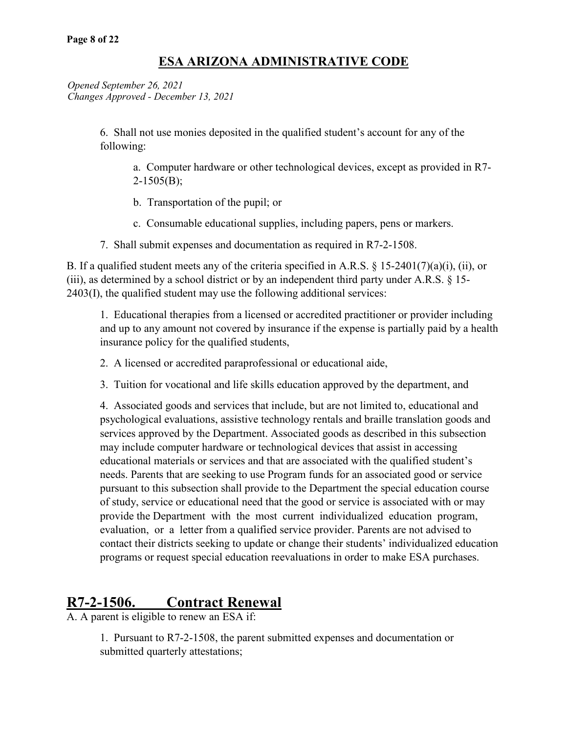*Opened September 26, 2021*
*Changes Approved - December 13, 2021*

6. Shall not use monies deposited in the qualified student's account for any of the following:

   a. Computer hardware or other technological devices, except as provided in R7-2-1505(B);

   b. Transportation of the pupil; or

   c. Consumable educational supplies, including papers, pens or markers.

7. Shall submit expenses and documentation as required in R7-2-1508.

B. If a qualified student meets any of the criteria specified in A.R.S. § 15-2401(7)(a)(i), (ii), or (iii), as determined by a school district or by an independent third party under A.R.S. § 15-2403(I), the qualified student may use the following additional services:

1. Educational therapies from a licensed or accredited practitioner or provider including and up to any amount not covered by insurance if the expense is partially paid by a health insurance policy for the qualified students,

2. A licensed or accredited paraprofessional or educational aide,

3. Tuition for vocational and life skills education approved by the department, and

4. Associated goods and services that include, but are not limited to, educational and psychological evaluations, assistive technology rentals and braille translation goods and services approved by the Department. Associated goods as described in this subsection may include computer hardware or technological devices that assist in accessing educational materials or services and that are associated with the qualified student's needs. Parents that are seeking to use Program funds for an associated good or service pursuant to this subsection shall provide to the Department the special education course of study, service or educational need that the good or service is associated with or may provide the Department with the most current individualized education program, evaluation, or a letter from a qualified service provider. Parents are not advised to contact their districts seeking to update or change their students' individualized education programs or request special education reevaluations in order to make ESA purchases.

## R7-2-1506. Contract Renewal

A. A parent is eligible to renew an ESA if:

1. Pursuant to R7-2-1508, the parent submitted expenses and documentation or submitted quarterly attestations;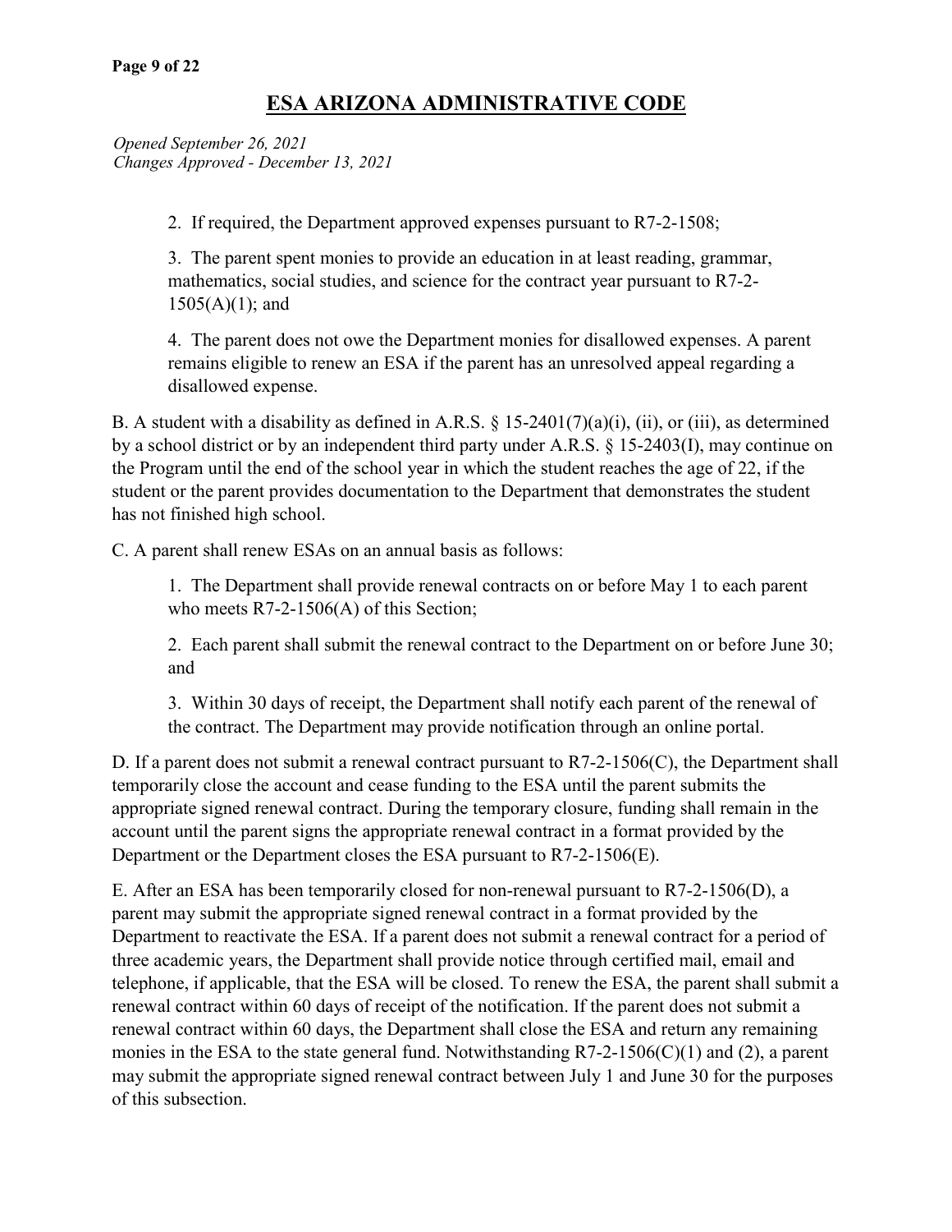2. If required, the Department approved expenses pursuant to R7-2-1508;

3. The parent spent monies to provide an education in at least reading, grammar, mathematics, social studies, and science for the contract year pursuant to R7-2-1505(A)(1); and

4. The parent does not owe the Department monies for disallowed expenses. A parent remains eligible to renew an ESA if the parent has an unresolved appeal regarding a disallowed expense.

B. A student with a disability as defined in A.R.S. § 15-2401(7)(a)(i), (ii), or (iii), as determined by a school district or by an independent third party under A.R.S. § 15-2403(I), may continue on the Program until the end of the school year in which the student reaches the age of 22, if the student or the parent provides documentation to the Department that demonstrates the student has not finished high school.

C. A parent shall renew ESAs on an annual basis as follows:

1. The Department shall provide renewal contracts on or before May 1 to each parent who meets R7-2-1506(A) of this Section;

2. Each parent shall submit the renewal contract to the Department on or before June 30; and

3. Within 30 days of receipt, the Department shall notify each parent of the renewal of the contract. The Department may provide notification through an online portal.

D. If a parent does not submit a renewal contract pursuant to R7-2-1506(C), the Department shall temporarily close the account and cease funding to the ESA until the parent submits the appropriate signed renewal contract. During the temporary closure, funding shall remain in the account until the parent signs the appropriate renewal contract in a format provided by the Department or the Department closes the ESA pursuant to R7-2-1506(E).

E. After an ESA has been temporarily closed for non-renewal pursuant to R7-2-1506(D), a parent may submit the appropriate signed renewal contract in a format provided by the Department to reactivate the ESA. If a parent does not submit a renewal contract for a period of three academic years, the Department shall provide notice through certified mail, email and telephone, if applicable, that the ESA will be closed. To renew the ESA, the parent shall submit a renewal contract within 60 days of receipt of the notification. If the parent does not submit a renewal contract within 60 days, the Department shall close the ESA and return any remaining monies in the ESA to the state general fund. Notwithstanding R7-2-1506(C)(1) and (2), a parent may submit the appropriate signed renewal contract between July 1 and June 30 for the purposes of this subsection.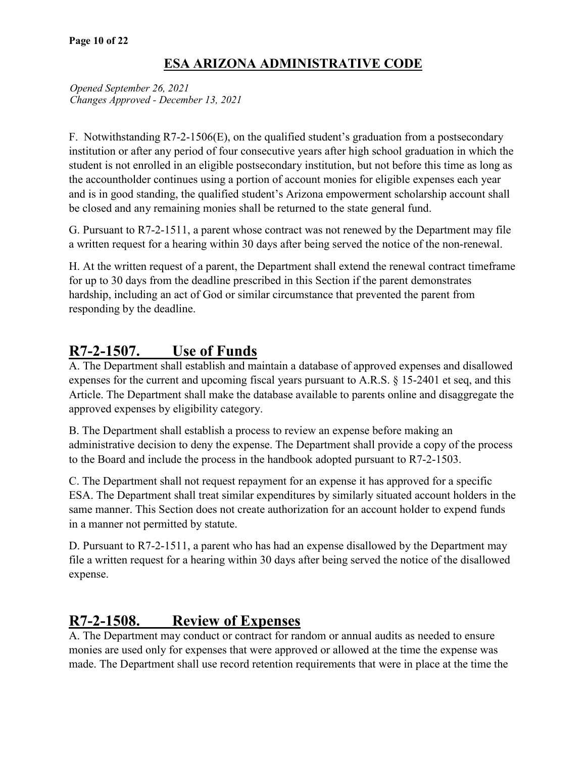F. Notwithstanding R7-2-1506(E), on the qualified student's graduation from a postsecondary institution or after any period of four consecutive years after high school graduation in which the student is not enrolled in an eligible postsecondary institution, but not before this time as long as the accountholder continues using a portion of account monies for eligible expenses each year and is in good standing, the qualified student's Arizona empowerment scholarship account shall be closed and any remaining monies shall be returned to the state general fund.

G. Pursuant to R7-2-1511, a parent whose contract was not renewed by the Department may file a written request for a hearing within 30 days after being served the notice of the non-renewal.

H. At the written request of a parent, the Department shall extend the renewal contract timeframe for up to 30 days from the deadline prescribed in this Section if the parent demonstrates hardship, including an act of God or similar circumstance that prevented the parent from responding by the deadline.

## R7-2-1507. Use of Funds

A. The Department shall establish and maintain a database of approved expenses and disallowed expenses for the current and upcoming fiscal years pursuant to A.R.S. § 15-2401 et seq, and this Article. The Department shall make the database available to parents online and disaggregate the approved expenses by eligibility category.

B. The Department shall establish a process to review an expense before making an administrative decision to deny the expense. The Department shall provide a copy of the process to the Board and include the process in the handbook adopted pursuant to R7-2-1503.

C. The Department shall not request repayment for an expense it has approved for a specific ESA. The Department shall treat similar expenditures by similarly situated account holders in the same manner. This Section does not create authorization for an account holder to expend funds in a manner not permitted by statute.

D. Pursuant to R7-2-1511, a parent who has had an expense disallowed by the Department may file a written request for a hearing within 30 days after being served the notice of the disallowed expense.

## R7-2-1508. Review of Expenses

A. The Department may conduct or contract for random or annual audits as needed to ensure monies are used only for expenses that were approved or allowed at the time the expense was made. The Department shall use record retention requirements that were in place at the time the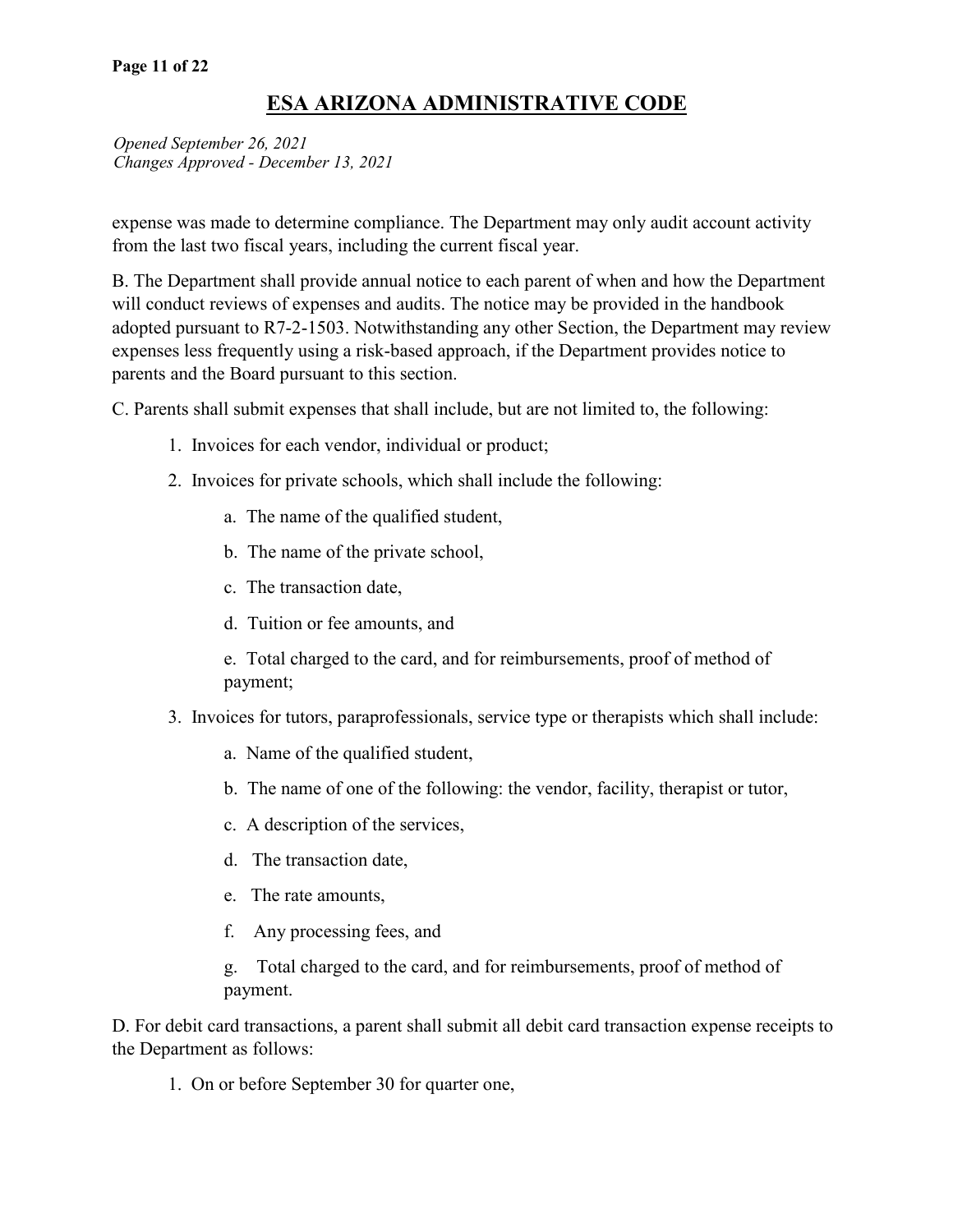# ESA ARIZONA ADMINISTRATIVE CODE

*Opened September 26, 2021*
*Changes Approved - December 13, 2021*

expense was made to determine compliance. The Department may only audit account activity from the last two fiscal years, including the current fiscal year.

B. The Department shall provide annual notice to each parent of when and how the Department will conduct reviews of expenses and audits. The notice may be provided in the handbook adopted pursuant to R7-2-1503. Notwithstanding any other Section, the Department may review expenses less frequently using a risk-based approach, if the Department provides notice to parents and the Board pursuant to this section.

C. Parents shall submit expenses that shall include, but are not limited to, the following:

1. Invoices for each vendor, individual or product;
2. Invoices for private schools, which shall include the following:
   a. The name of the qualified student,
   b. The name of the private school,
   c. The transaction date,
   d. Tuition or fee amounts, and
   e. Total charged to the card, and for reimbursements, proof of method of payment;
3. Invoices for tutors, paraprofessionals, service type or therapists which shall include:
   a. Name of the qualified student,
   b. The name of one of the following: the vendor, facility, therapist or tutor,
   c. A description of the services,
   d. The transaction date,
   e. The rate amounts,
   f. Any processing fees, and
   g. Total charged to the card, and for reimbursements, proof of method of payment.

D. For debit card transactions, a parent shall submit all debit card transaction expense receipts to the Department as follows:

1. On or before September 30 for quarter one,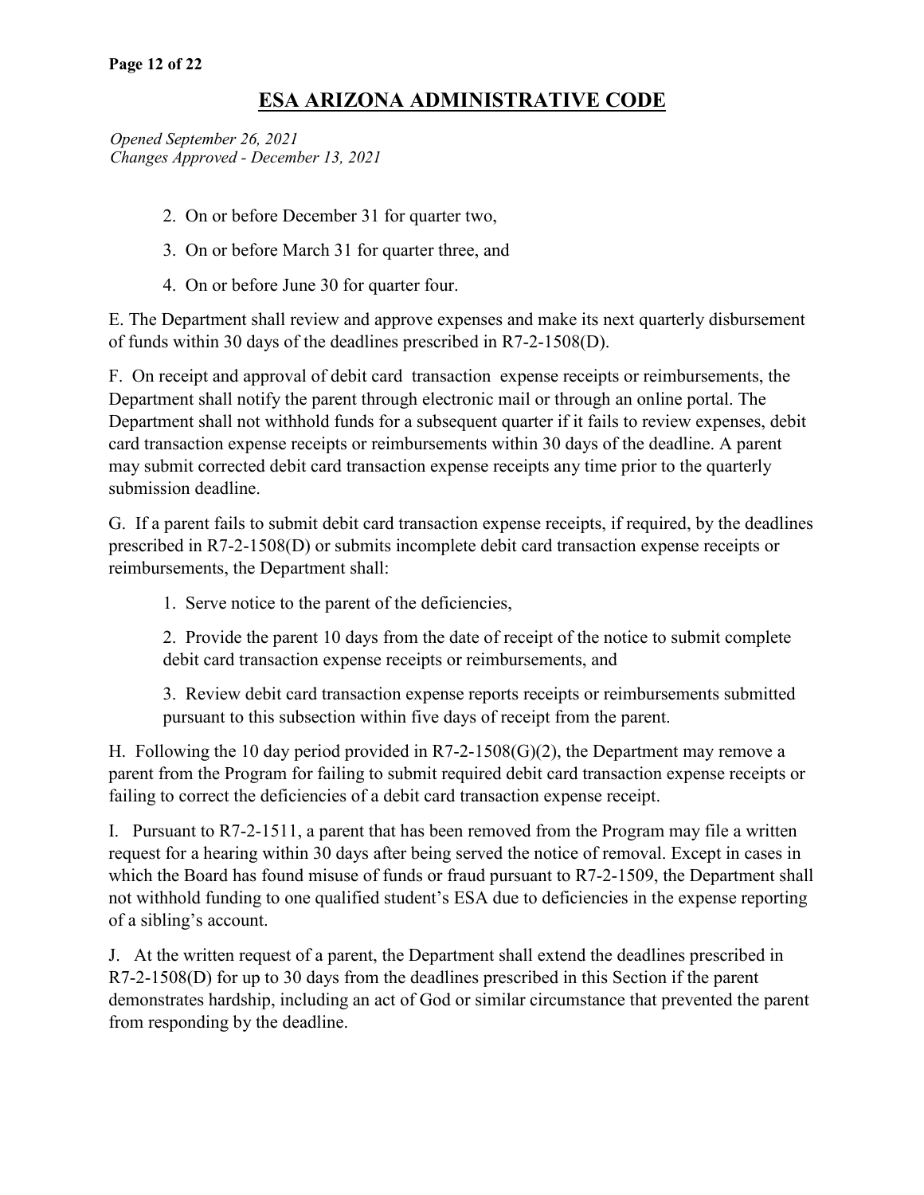# ESA ARIZONA ADMINISTRATIVE CODE

*Opened September 26, 2021*
*Changes Approved - December 13, 2021*

2. On or before December 31 for quarter two,

3. On or before March 31 for quarter three, and

4. On or before June 30 for quarter four.

E. The Department shall review and approve expenses and make its next quarterly disbursement of funds within 30 days of the deadlines prescribed in R7-2-1508(D).

F. On receipt and approval of debit card transaction expense receipts or reimbursements, the Department shall notify the parent through electronic mail or through an online portal. The Department shall not withhold funds for a subsequent quarter if it fails to review expenses, debit card transaction expense receipts or reimbursements within 30 days of the deadline. A parent may submit corrected debit card transaction expense receipts any time prior to the quarterly submission deadline.

G. If a parent fails to submit debit card transaction expense receipts, if required, by the deadlines prescribed in R7-2-1508(D) or submits incomplete debit card transaction expense receipts or reimbursements, the Department shall:

1. Serve notice to the parent of the deficiencies,

2. Provide the parent 10 days from the date of receipt of the notice to submit complete debit card transaction expense receipts or reimbursements, and

3. Review debit card transaction expense reports receipts or reimbursements submitted pursuant to this subsection within five days of receipt from the parent.

H. Following the 10 day period provided in R7-2-1508(G)(2), the Department may remove a parent from the Program for failing to submit required debit card transaction expense receipts or failing to correct the deficiencies of a debit card transaction expense receipt.

I. Pursuant to R7-2-1511, a parent that has been removed from the Program may file a written request for a hearing within 30 days after being served the notice of removal. Except in cases in which the Board has found misuse of funds or fraud pursuant to R7-2-1509, the Department shall not withhold funding to one qualified student's ESA due to deficiencies in the expense reporting of a sibling's account.

J. At the written request of a parent, the Department shall extend the deadlines prescribed in R7-2-1508(D) for up to 30 days from the deadlines prescribed in this Section if the parent demonstrates hardship, including an act of God or similar circumstance that prevented the parent from responding by the deadline.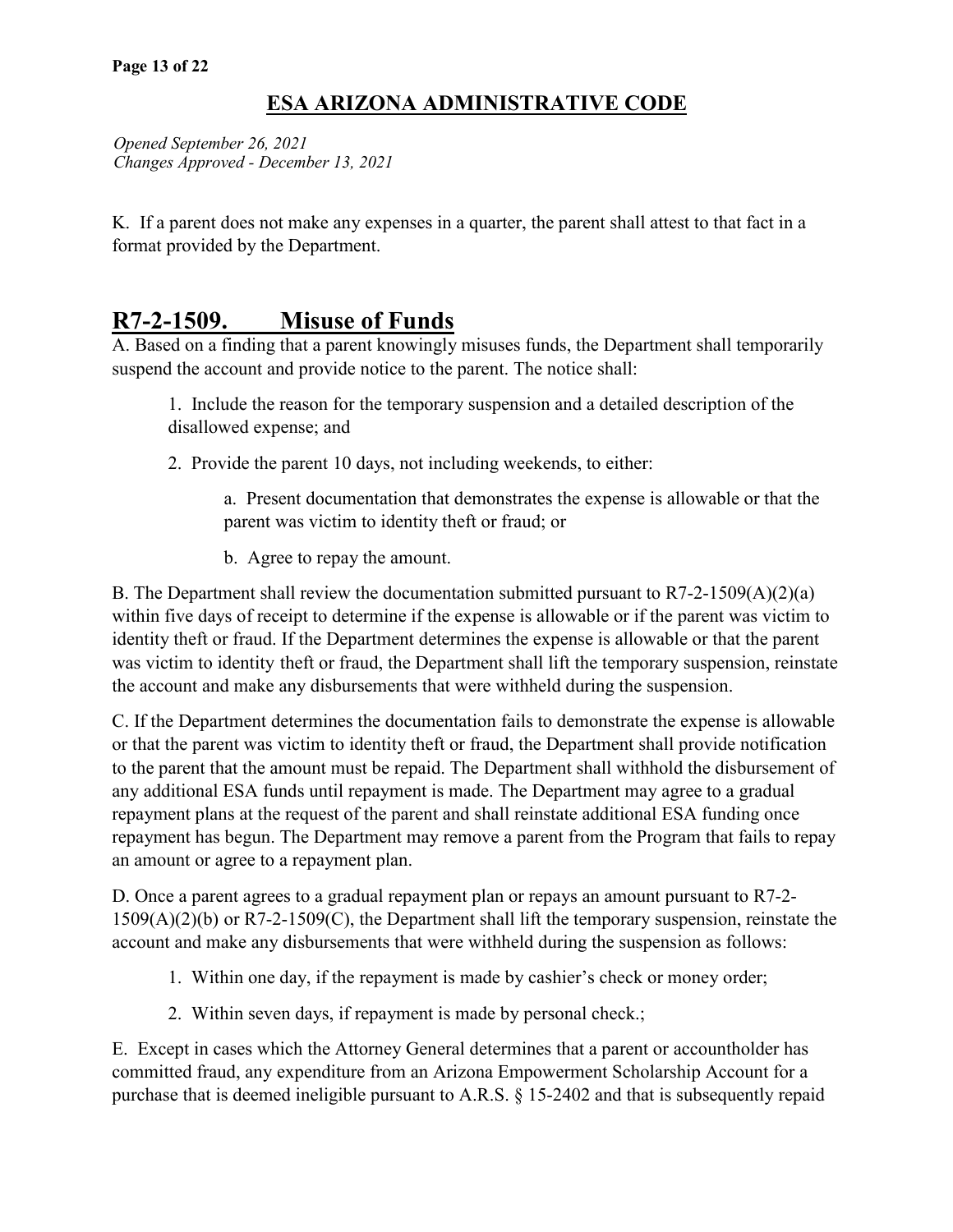# ESA ARIZONA ADMINISTRATIVE CODE

*Opened September 26, 2021*
*Changes Approved - December 13, 2021*

K. If a parent does not make any expenses in a quarter, the parent shall attest to that fact in a format provided by the Department.

## R7-2-1509. Misuse of Funds

A. Based on a finding that a parent knowingly misuses funds, the Department shall temporarily suspend the account and provide notice to the parent. The notice shall:

1. Include the reason for the temporary suspension and a detailed description of the disallowed expense; and
2. Provide the parent 10 days, not including weekends, to either:

    a. Present documentation that demonstrates the expense is allowable or that the parent was victim to identity theft or fraud; or

    b. Agree to repay the amount.

B. The Department shall review the documentation submitted pursuant to R7-2-1509(A)(2)(a) within five days of receipt to determine if the expense is allowable or if the parent was victim to identity theft or fraud. If the Department determines the expense is allowable or that the parent was victim to identity theft or fraud, the Department shall lift the temporary suspension, reinstate the account and make any disbursements that were withheld during the suspension.

C. If the Department determines the documentation fails to demonstrate the expense is allowable or that the parent was victim to identity theft or fraud, the Department shall provide notification to the parent that the amount must be repaid. The Department shall withhold the disbursement of any additional ESA funds until repayment is made. The Department may agree to a gradual repayment plans at the request of the parent and shall reinstate additional ESA funding once repayment has begun. The Department may remove a parent from the Program that fails to repay an amount or agree to a repayment plan.

D. Once a parent agrees to a gradual repayment plan or repays an amount pursuant to R7-2-1509(A)(2)(b) or R7-2-1509(C), the Department shall lift the temporary suspension, reinstate the account and make any disbursements that were withheld during the suspension as follows:

1. Within one day, if the repayment is made by cashier's check or money order;
2. Within seven days, if repayment is made by personal check.;

E. Except in cases which the Attorney General determines that a parent or accountholder has committed fraud, any expenditure from an Arizona Empowerment Scholarship Account for a purchase that is deemed ineligible pursuant to A.R.S. § 15-2402 and that is subsequently repaid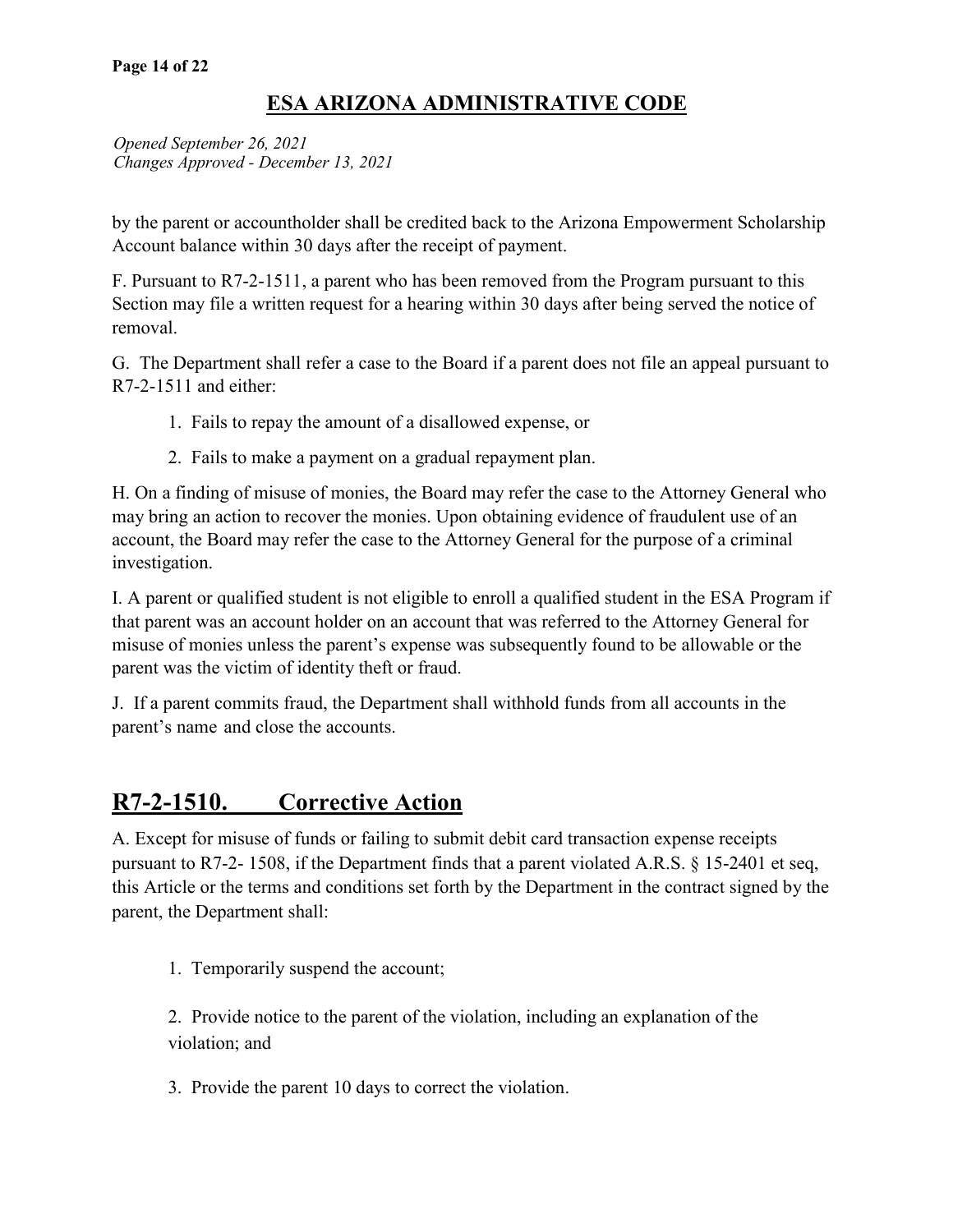# ESA ARIZONA ADMINISTRATIVE CODE

*Opened September 26, 2021*
*Changes Approved - December 13, 2021*

by the parent or accountholder shall be credited back to the Arizona Empowerment Scholarship Account balance within 30 days after the receipt of payment.

F. Pursuant to R7-2-1511, a parent who has been removed from the Program pursuant to this Section may file a written request for a hearing within 30 days after being served the notice of removal.

G. The Department shall refer a case to the Board if a parent does not file an appeal pursuant to R7-2-1511 and either:

1. Fails to repay the amount of a disallowed expense, or
2. Fails to make a payment on a gradual repayment plan.

H. On a finding of misuse of monies, the Board may refer the case to the Attorney General who may bring an action to recover the monies. Upon obtaining evidence of fraudulent use of an account, the Board may refer the case to the Attorney General for the purpose of a criminal investigation.

I. A parent or qualified student is not eligible to enroll a qualified student in the ESA Program if that parent was an account holder on an account that was referred to the Attorney General for misuse of monies unless the parent's expense was subsequently found to be allowable or the parent was the victim of identity theft or fraud.

J. If a parent commits fraud, the Department shall withhold funds from all accounts in the parent's name and close the accounts.

## R7-2-1510. Corrective Action

A. Except for misuse of funds or failing to submit debit card transaction expense receipts pursuant to R7-2- 1508, if the Department finds that a parent violated A.R.S. § 15-2401 et seq, this Article or the terms and conditions set forth by the Department in the contract signed by the parent, the Department shall:

1. Temporarily suspend the account;
2. Provide notice to the parent of the violation, including an explanation of the violation; and
3. Provide the parent 10 days to correct the violation.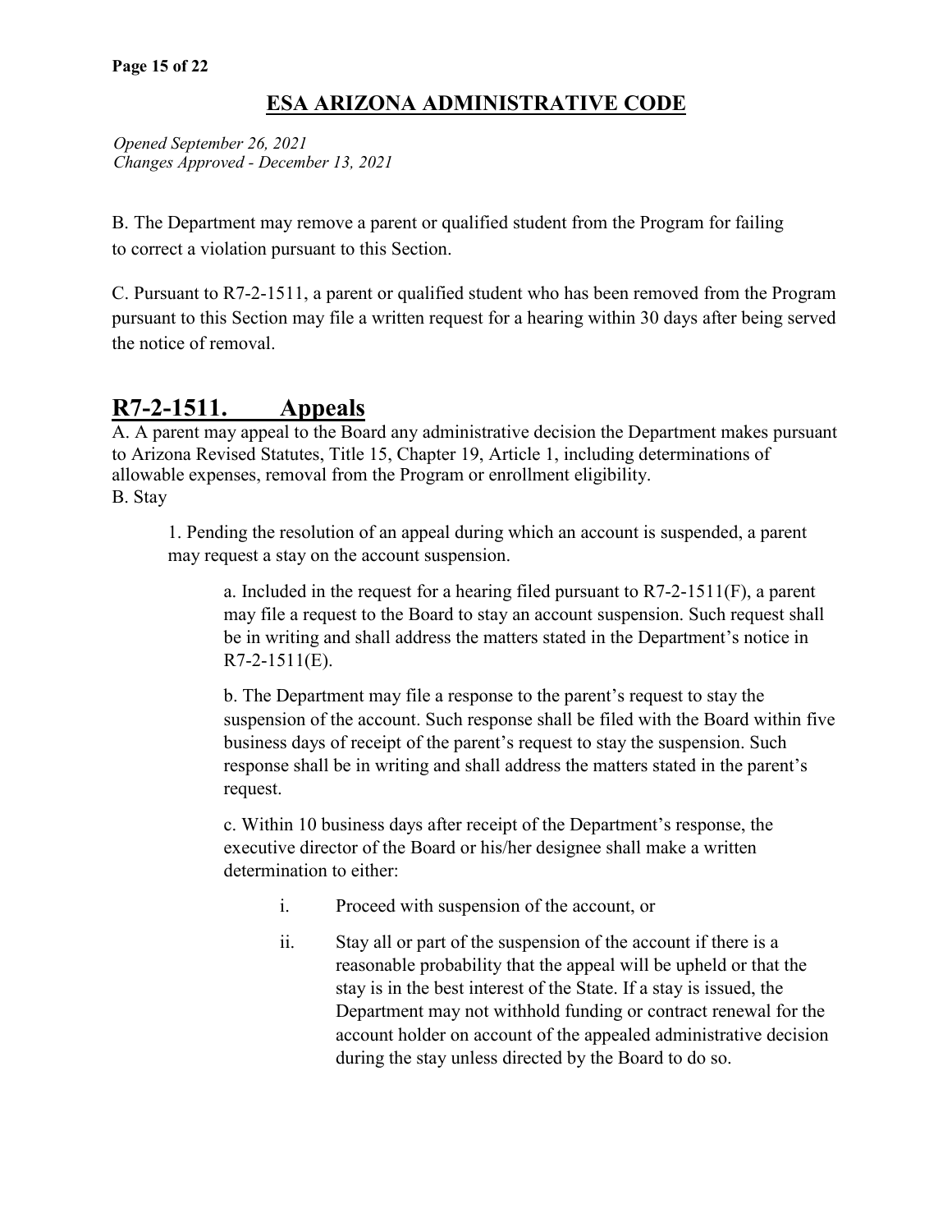## ESA ARIZONA ADMINISTRATIVE CODE

*Opened September 26, 2021*
*Changes Approved - December 13, 2021*

B. The Department may remove a parent or qualified student from the Program for failing to correct a violation pursuant to this Section.

C. Pursuant to R7-2-1511, a parent or qualified student who has been removed from the Program pursuant to this Section may file a written request for a hearing within 30 days after being served the notice of removal.

## R7-2-1511. Appeals

A. A parent may appeal to the Board any administrative decision the Department makes pursuant to Arizona Revised Statutes, Title 15, Chapter 19, Article 1, including determinations of allowable expenses, removal from the Program or enrollment eligibility.

B. Stay

1. Pending the resolution of an appeal during which an account is suspended, a parent may request a stay on the account suspension.

   a. Included in the request for a hearing filed pursuant to R7-2-1511(F), a parent may file a request to the Board to stay an account suspension. Such request shall be in writing and shall address the matters stated in the Department's notice in R7-2-1511(E).

   b. The Department may file a response to the parent's request to stay the suspension of the account. Such response shall be filed with the Board within five business days of receipt of the parent's request to stay the suspension. Such response shall be in writing and shall address the matters stated in the parent's request.

   c. Within 10 business days after receipt of the Department's response, the executive director of the Board or his/her designee shall make a written determination to either:

      i. Proceed with suspension of the account, or

      ii. Stay all or part of the suspension of the account if there is a reasonable probability that the appeal will be upheld or that the stay is in the best interest of the State. If a stay is issued, the Department may not withhold funding or contract renewal for the account holder on account of the appealed administrative decision during the stay unless directed by the Board to do so.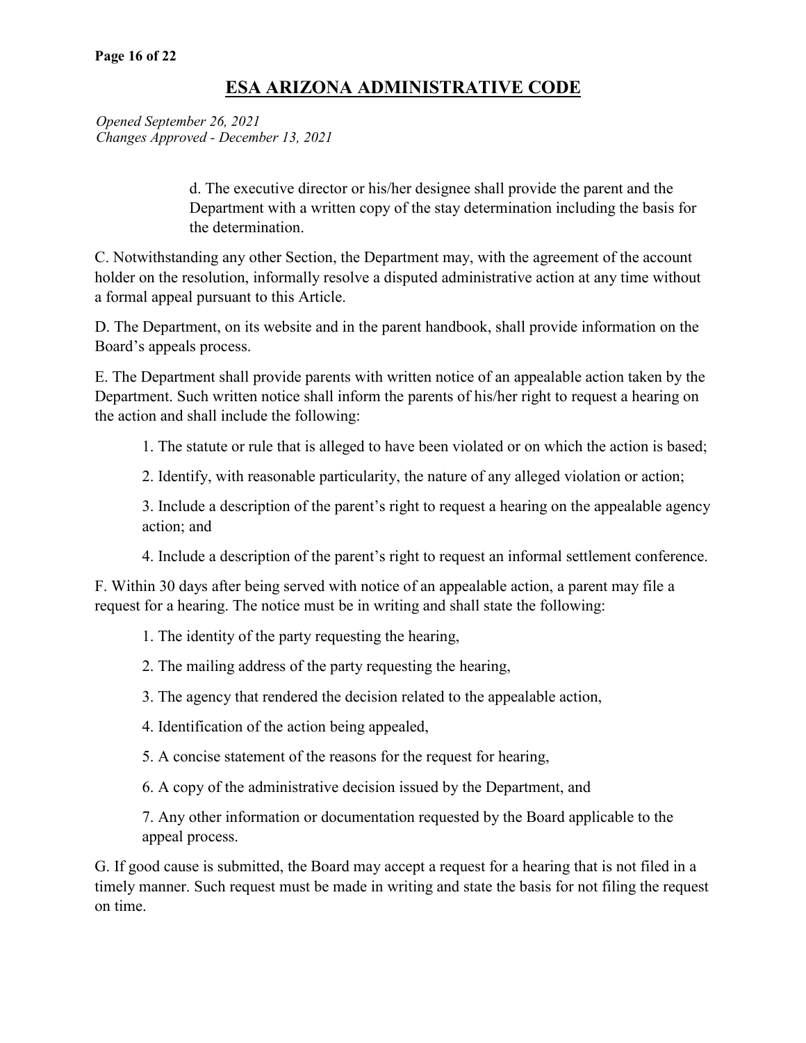d. The executive director or his/her designee shall provide the parent and the Department with a written copy of the stay determination including the basis for the determination.

C. Notwithstanding any other Section, the Department may, with the agreement of the account holder on the resolution, informally resolve a disputed administrative action at any time without a formal appeal pursuant to this Article.

D. The Department, on its website and in the parent handbook, shall provide information on the Board's appeals process.

E. The Department shall provide parents with written notice of an appealable action taken by the Department. Such written notice shall inform the parents of his/her right to request a hearing on the action and shall include the following:

1. The statute or rule that is alleged to have been violated or on which the action is based;

2. Identify, with reasonable particularity, the nature of any alleged violation or action;

3. Include a description of the parent's right to request a hearing on the appealable agency action; and

4. Include a description of the parent's right to request an informal settlement conference.

F. Within 30 days after being served with notice of an appealable action, a parent may file a request for a hearing. The notice must be in writing and shall state the following:

1. The identity of the party requesting the hearing,

2. The mailing address of the party requesting the hearing,

3. The agency that rendered the decision related to the appealable action,

4. Identification of the action being appealed,

5. A concise statement of the reasons for the request for hearing,

6. A copy of the administrative decision issued by the Department, and

7. Any other information or documentation requested by the Board applicable to the appeal process.

G. If good cause is submitted, the Board may accept a request for a hearing that is not filed in a timely manner. Such request must be made in writing and state the basis for not filing the request on time.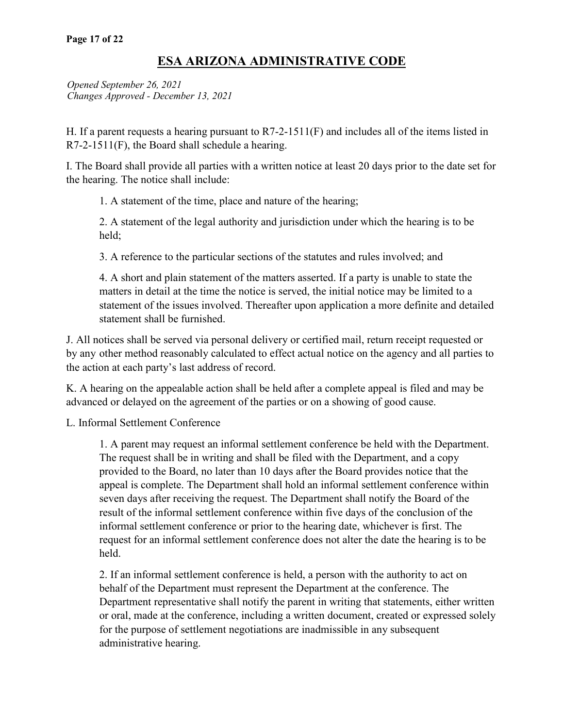# ESA ARIZONA ADMINISTRATIVE CODE

*Opened September 26, 2021*
*Changes Approved - December 13, 2021*

H. If a parent requests a hearing pursuant to R7-2-1511(F) and includes all of the items listed in R7-2-1511(F), the Board shall schedule a hearing.

I. The Board shall provide all parties with a written notice at least 20 days prior to the date set for the hearing. The notice shall include:

1. A statement of the time, place and nature of the hearing;

2. A statement of the legal authority and jurisdiction under which the hearing is to be held;

3. A reference to the particular sections of the statutes and rules involved; and

4. A short and plain statement of the matters asserted. If a party is unable to state the matters in detail at the time the notice is served, the initial notice may be limited to a statement of the issues involved. Thereafter upon application a more definite and detailed statement shall be furnished.

J. All notices shall be served via personal delivery or certified mail, return receipt requested or by any other method reasonably calculated to effect actual notice on the agency and all parties to the action at each party's last address of record.

K. A hearing on the appealable action shall be held after a complete appeal is filed and may be advanced or delayed on the agreement of the parties or on a showing of good cause.

L. Informal Settlement Conference

1. A parent may request an informal settlement conference be held with the Department. The request shall be in writing and shall be filed with the Department, and a copy provided to the Board, no later than 10 days after the Board provides notice that the appeal is complete. The Department shall hold an informal settlement conference within seven days after receiving the request. The Department shall notify the Board of the result of the informal settlement conference within five days of the conclusion of the informal settlement conference or prior to the hearing date, whichever is first. The request for an informal settlement conference does not alter the date the hearing is to be held.

2. If an informal settlement conference is held, a person with the authority to act on behalf of the Department must represent the Department at the conference. The Department representative shall notify the parent in writing that statements, either written or oral, made at the conference, including a written document, created or expressed solely for the purpose of settlement negotiations are inadmissible in any subsequent administrative hearing.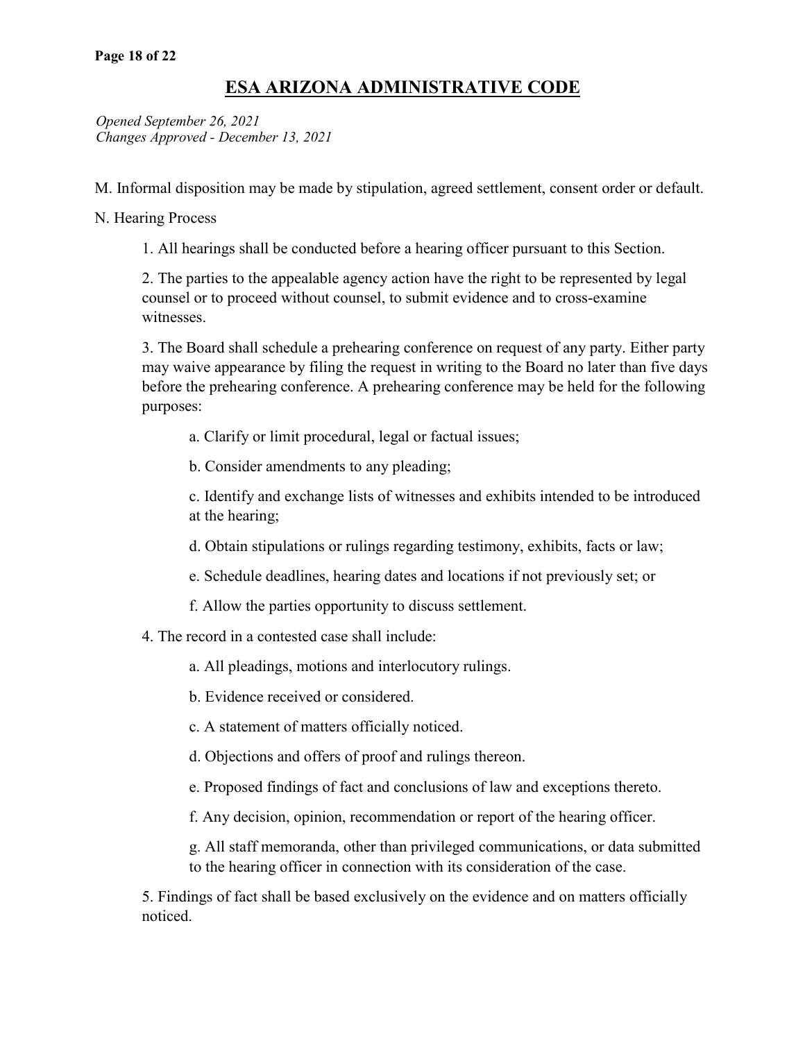# ESA ARIZONA ADMINISTRATIVE CODE

*Opened September 26, 2021*
*Changes Approved - December 13, 2021*

M. Informal disposition may be made by stipulation, agreed settlement, consent order or default.

N. Hearing Process

1. All hearings shall be conducted before a hearing officer pursuant to this Section.

2. The parties to the appealable agency action have the right to be represented by legal counsel or to proceed without counsel, to submit evidence and to cross-examine witnesses.

3. The Board shall schedule a prehearing conference on request of any party. Either party may waive appearance by filing the request in writing to the Board no later than five days before the prehearing conference. A prehearing conference may be held for the following purposes:

    a. Clarify or limit procedural, legal or factual issues;

    b. Consider amendments to any pleading;

    c. Identify and exchange lists of witnesses and exhibits intended to be introduced at the hearing;

    d. Obtain stipulations or rulings regarding testimony, exhibits, facts or law;

    e. Schedule deadlines, hearing dates and locations if not previously set; or

    f. Allow the parties opportunity to discuss settlement.

4. The record in a contested case shall include:

    a. All pleadings, motions and interlocutory rulings.

    b. Evidence received or considered.

    c. A statement of matters officially noticed.

    d. Objections and offers of proof and rulings thereon.

    e. Proposed findings of fact and conclusions of law and exceptions thereto.

    f. Any decision, opinion, recommendation or report of the hearing officer.

    g. All staff memoranda, other than privileged communications, or data submitted to the hearing officer in connection with its consideration of the case.

5. Findings of fact shall be based exclusively on the evidence and on matters officially noticed.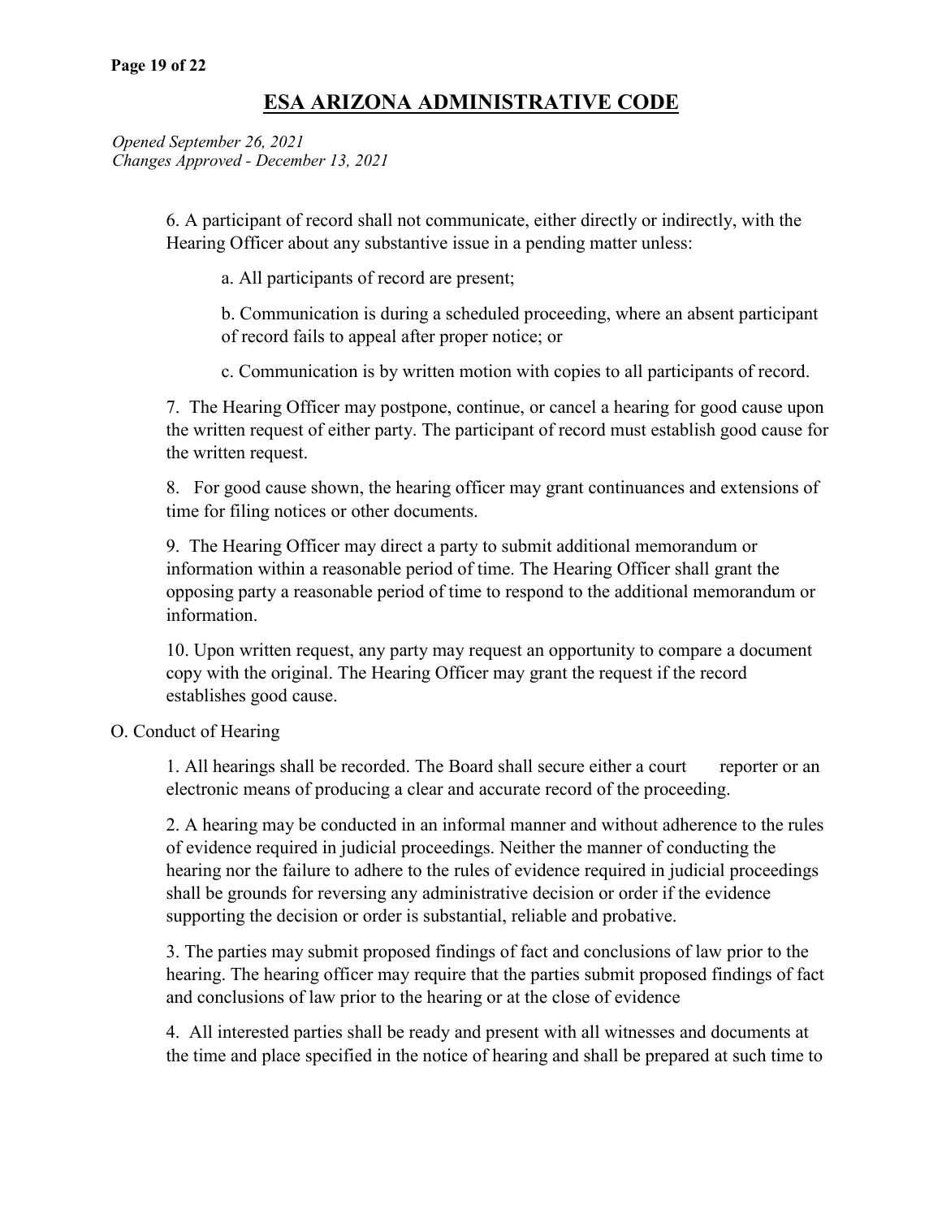# ESA ARIZONA ADMINISTRATIVE CODE

*Opened September 26, 2021*
*Changes Approved - December 13, 2021*

6. A participant of record shall not communicate, either directly or indirectly, with the Hearing Officer about any substantive issue in a pending matter unless:

    a. All participants of record are present;

    b. Communication is during a scheduled proceeding, where an absent participant of record fails to appeal after proper notice; or

    c. Communication is by written motion with copies to all participants of record.

7. The Hearing Officer may postpone, continue, or cancel a hearing for good cause upon the written request of either party. The participant of record must establish good cause for the written request.

8. For good cause shown, the hearing officer may grant continuances and extensions of time for filing notices or other documents.

9. The Hearing Officer may direct a party to submit additional memorandum or information within a reasonable period of time. The Hearing Officer shall grant the opposing party a reasonable period of time to respond to the additional memorandum or information.

10. Upon written request, any party may request an opportunity to compare a document copy with the original. The Hearing Officer may grant the request if the record establishes good cause.

O. Conduct of Hearing

1. All hearings shall be recorded. The Board shall secure either a court reporter or an electronic means of producing a clear and accurate record of the proceeding.

2. A hearing may be conducted in an informal manner and without adherence to the rules of evidence required in judicial proceedings. Neither the manner of conducting the hearing nor the failure to adhere to the rules of evidence required in judicial proceedings shall be grounds for reversing any administrative decision or order if the evidence supporting the decision or order is substantial, reliable and probative.

3. The parties may submit proposed findings of fact and conclusions of law prior to the hearing. The hearing officer may require that the parties submit proposed findings of fact and conclusions of law prior to the hearing or at the close of evidence

4. All interested parties shall be ready and present with all witnesses and documents at the time and place specified in the notice of hearing and shall be prepared at such time to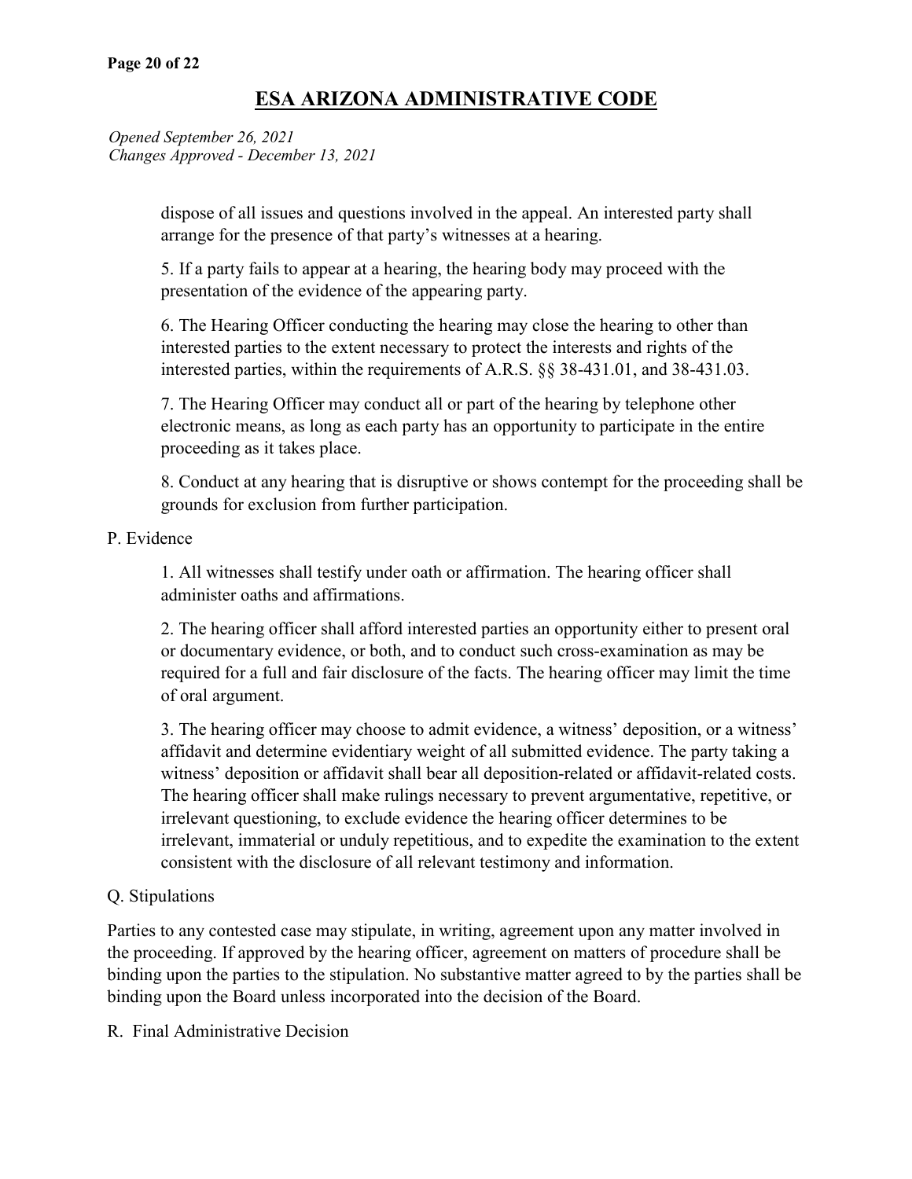dispose of all issues and questions involved in the appeal. An interested party shall arrange for the presence of that party's witnesses at a hearing.

5. If a party fails to appear at a hearing, the hearing body may proceed with the presentation of the evidence of the appearing party.

6. The Hearing Officer conducting the hearing may close the hearing to other than interested parties to the extent necessary to protect the interests and rights of the interested parties, within the requirements of A.R.S. §§ 38-431.01, and 38-431.03.

7. The Hearing Officer may conduct all or part of the hearing by telephone other electronic means, as long as each party has an opportunity to participate in the entire proceeding as it takes place.

8. Conduct at any hearing that is disruptive or shows contempt for the proceeding shall be grounds for exclusion from further participation.

P. Evidence

1. All witnesses shall testify under oath or affirmation. The hearing officer shall administer oaths and affirmations.

2. The hearing officer shall afford interested parties an opportunity either to present oral or documentary evidence, or both, and to conduct such cross-examination as may be required for a full and fair disclosure of the facts. The hearing officer may limit the time of oral argument.

3. The hearing officer may choose to admit evidence, a witness' deposition, or a witness' affidavit and determine evidentiary weight of all submitted evidence. The party taking a witness' deposition or affidavit shall bear all deposition-related or affidavit-related costs. The hearing officer shall make rulings necessary to prevent argumentative, repetitive, or irrelevant questioning, to exclude evidence the hearing officer determines to be irrelevant, immaterial or unduly repetitious, and to expedite the examination to the extent consistent with the disclosure of all relevant testimony and information.

Q. Stipulations

Parties to any contested case may stipulate, in writing, agreement upon any matter involved in the proceeding. If approved by the hearing officer, agreement on matters of procedure shall be binding upon the parties to the stipulation. No substantive matter agreed to by the parties shall be binding upon the Board unless incorporated into the decision of the Board.

R. Final Administrative Decision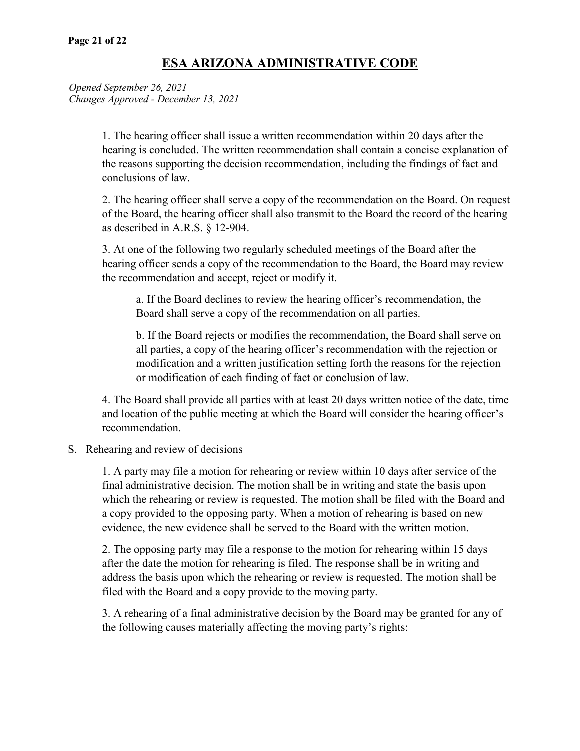1. The hearing officer shall issue a written recommendation within 20 days after the hearing is concluded. The written recommendation shall contain a concise explanation of the reasons supporting the decision recommendation, including the findings of fact and conclusions of law.

2. The hearing officer shall serve a copy of the recommendation on the Board. On request of the Board, the hearing officer shall also transmit to the Board the record of the hearing as described in A.R.S. § 12-904.

3. At one of the following two regularly scheduled meetings of the Board after the hearing officer sends a copy of the recommendation to the Board, the Board may review the recommendation and accept, reject or modify it.

   a. If the Board declines to review the hearing officer's recommendation, the Board shall serve a copy of the recommendation on all parties.

   b. If the Board rejects or modifies the recommendation, the Board shall serve on all parties, a copy of the hearing officer's recommendation with the rejection or modification and a written justification setting forth the reasons for the rejection or modification of each finding of fact or conclusion of law.

4. The Board shall provide all parties with at least 20 days written notice of the date, time and location of the public meeting at which the Board will consider the hearing officer's recommendation.

S. Rehearing and review of decisions

1. A party may file a motion for rehearing or review within 10 days after service of the final administrative decision. The motion shall be in writing and state the basis upon which the rehearing or review is requested. The motion shall be filed with the Board and a copy provided to the opposing party. When a motion of rehearing is based on new evidence, the new evidence shall be served to the Board with the written motion.

2. The opposing party may file a response to the motion for rehearing within 15 days after the date the motion for rehearing is filed. The response shall be in writing and address the basis upon which the rehearing or review is requested. The motion shall be filed with the Board and a copy provide to the moving party.

3. A rehearing of a final administrative decision by the Board may be granted for any of the following causes materially affecting the moving party's rights: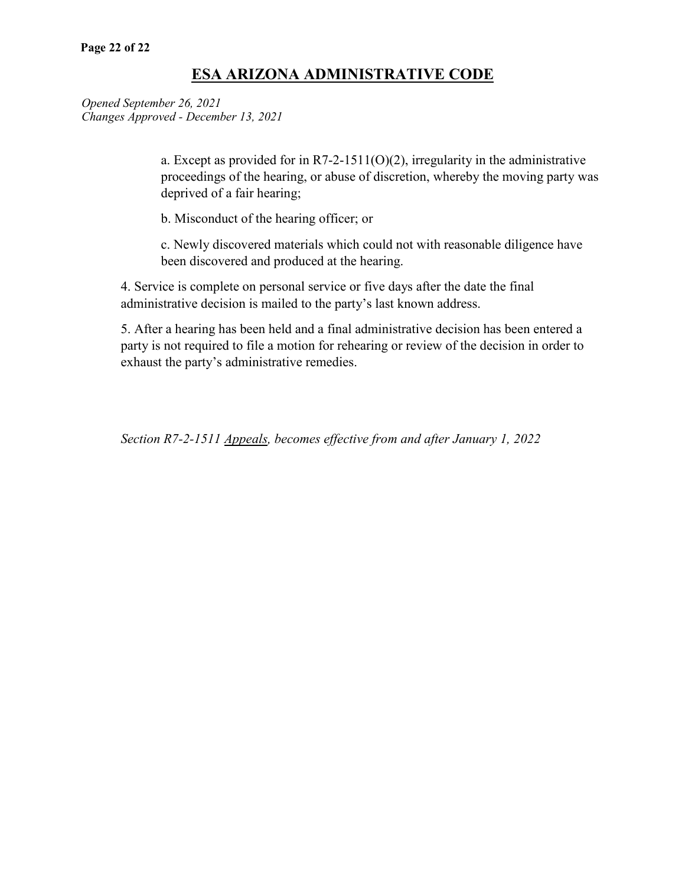a. Except as provided for in R7-2-1511(O)(2), irregularity in the administrative proceedings of the hearing, or abuse of discretion, whereby the moving party was deprived of a fair hearing;

b. Misconduct of the hearing officer; or

c. Newly discovered materials which could not with reasonable diligence have been discovered and produced at the hearing.

4. Service is complete on personal service or five days after the date the final administrative decision is mailed to the party's last known address.

5. After a hearing has been held and a final administrative decision has been entered a party is not required to file a motion for rehearing or review of the decision in order to exhaust the party's administrative remedies.

*Section R7-2-1511 Appeals, becomes effective from and after January 1, 2022*